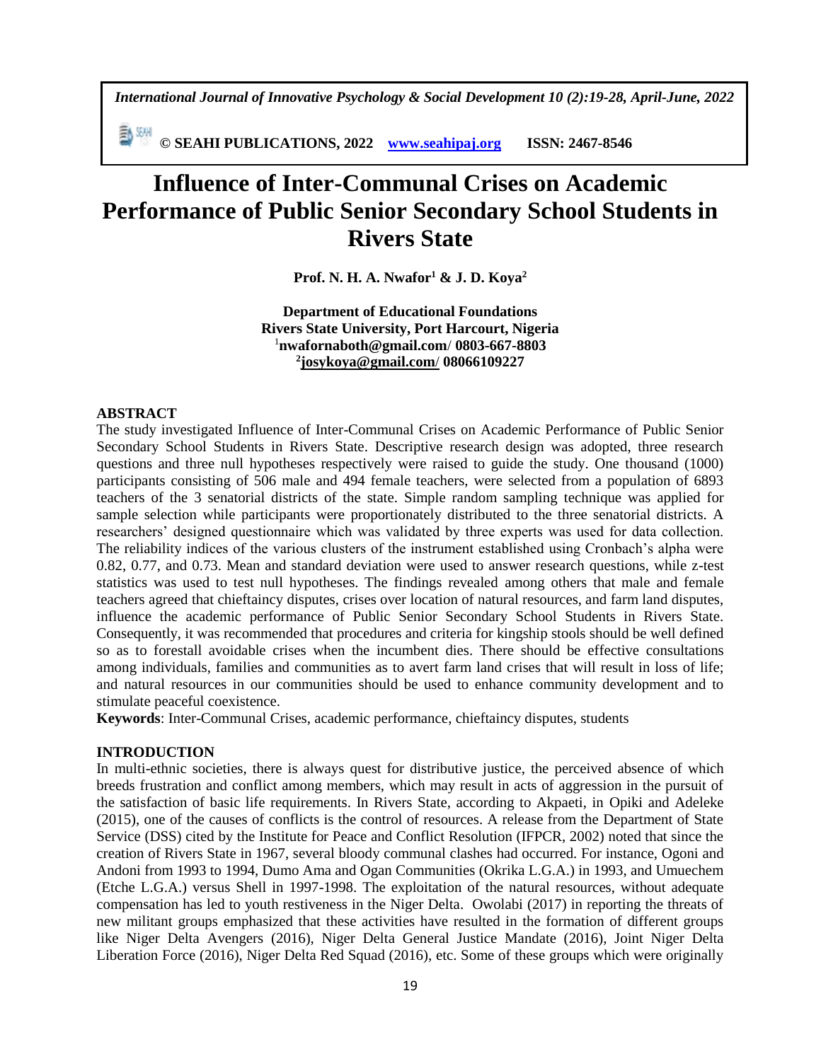# Influence of Inter-Communal Crises on Academic Performance of Public Senior Secondary School Students in Rivers State

**Prof. N. H. A. Nwafor[1] & J. D. Koya[2]**

**Department of Educational Foundations**
**Rivers State University, Port Harcourt, Nigeria**
[1]**nwafornaboth@gmail.com/ 0803-667-8803**
[2]**josykoya@gmail.com/ 08066109227**

## ABSTRACT

The study investigated Influence of Inter-Communal Crises on Academic Performance of Public Senior Secondary School Students in Rivers State. Descriptive research design was adopted, three research questions and three null hypotheses respectively were raised to guide the study. One thousand (1000) participants consisting of 506 male and 494 female teachers, were selected from a population of 6893 teachers of the 3 senatorial districts of the state. Simple random sampling technique was applied for sample selection while participants were proportionately distributed to the three senatorial districts. A researchers' designed questionnaire which was validated by three experts was used for data collection. The reliability indices of the various clusters of the instrument established using Cronbach's alpha were 0.82, 0.77, and 0.73. Mean and standard deviation were used to answer research questions, while z-test statistics was used to test null hypotheses. The findings revealed among others that male and female teachers agreed that chieftaincy disputes, crises over location of natural resources, and farm land disputes, influence the academic performance of Public Senior Secondary School Students in Rivers State. Consequently, it was recommended that procedures and criteria for kingship stools should be well defined so as to forestall avoidable crises when the incumbent dies. There should be effective consultations among individuals, families and communities as to avert farm land crises that will result in loss of life; and natural resources in our communities should be used to enhance community development and to stimulate peaceful coexistence.

**Keywords**: Inter-Communal Crises, academic performance, chieftaincy disputes, students

## INTRODUCTION

In multi-ethnic societies, there is always quest for distributive justice, the perceived absence of which breeds frustration and conflict among members, which may result in acts of aggression in the pursuit of the satisfaction of basic life requirements. In Rivers State, according to Akpaeti, in Opiki and Adeleke (2015), one of the causes of conflicts is the control of resources. A release from the Department of State Service (DSS) cited by the Institute for Peace and Conflict Resolution (IFPCR, 2002) noted that since the creation of Rivers State in 1967, several bloody communal clashes had occurred. For instance, Ogoni and Andoni from 1993 to 1994, Dumo Ama and Ogan Communities (Okrika L.G.A.) in 1993, and Umuechem (Etche L.G.A.) versus Shell in 1997-1998. The exploitation of the natural resources, without adequate compensation has led to youth restiveness in the Niger Delta. Owolabi (2017) in reporting the threats of new militant groups emphasized that these activities have resulted in the formation of different groups like Niger Delta Avengers (2016), Niger Delta General Justice Mandate (2016), Joint Niger Delta Liberation Force (2016), Niger Delta Red Squad (2016), etc. Some of these groups which were originally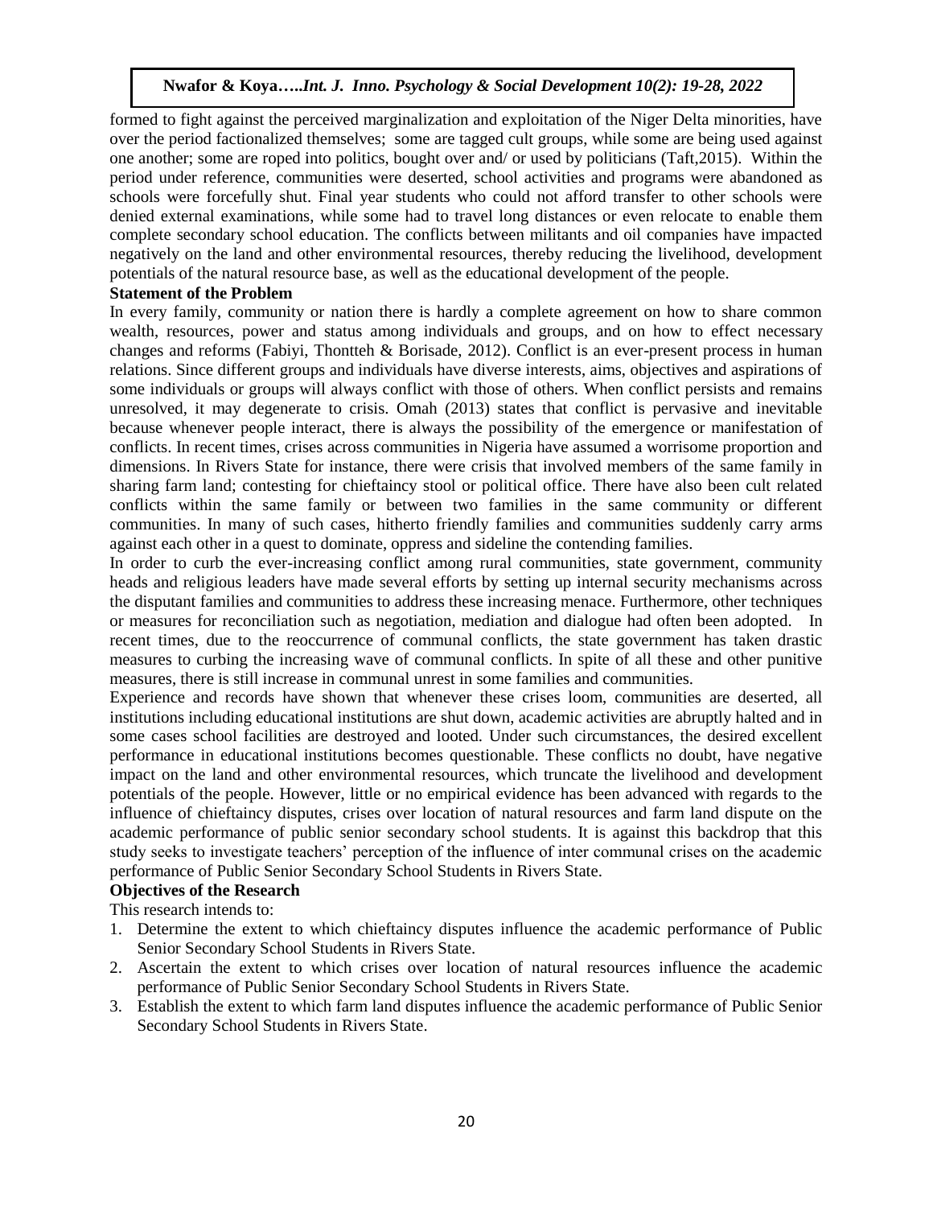formed to fight against the perceived marginalization and exploitation of the Niger Delta minorities, have over the period factionalized themselves; some are tagged cult groups, while some are being used against one another; some are roped into politics, bought over and/ or used by politicians (Taft,2015). Within the period under reference, communities were deserted, school activities and programs were abandoned as schools were forcefully shut. Final year students who could not afford transfer to other schools were denied external examinations, while some had to travel long distances or even relocate to enable them complete secondary school education. The conflicts between militants and oil companies have impacted negatively on the land and other environmental resources, thereby reducing the livelihood, development potentials of the natural resource base, as well as the educational development of the people.

### Statement of the Problem

In every family, community or nation there is hardly a complete agreement on how to share common wealth, resources, power and status among individuals and groups, and on how to effect necessary changes and reforms (Fabiyi, Thontteh & Borisade, 2012). Conflict is an ever-present process in human relations. Since different groups and individuals have diverse interests, aims, objectives and aspirations of some individuals or groups will always conflict with those of others. When conflict persists and remains unresolved, it may degenerate to crisis. Omah (2013) states that conflict is pervasive and inevitable because whenever people interact, there is always the possibility of the emergence or manifestation of conflicts. In recent times, crises across communities in Nigeria have assumed a worrisome proportion and dimensions. In Rivers State for instance, there were crisis that involved members of the same family in sharing farm land; contesting for chieftaincy stool or political office. There have also been cult related conflicts within the same family or between two families in the same community or different communities. In many of such cases, hitherto friendly families and communities suddenly carry arms against each other in a quest to dominate, oppress and sideline the contending families.

In order to curb the ever-increasing conflict among rural communities, state government, community heads and religious leaders have made several efforts by setting up internal security mechanisms across the disputant families and communities to address these increasing menace. Furthermore, other techniques or measures for reconciliation such as negotiation, mediation and dialogue had often been adopted. In recent times, due to the reoccurrence of communal conflicts, the state government has taken drastic measures to curbing the increasing wave of communal conflicts. In spite of all these and other punitive measures, there is still increase in communal unrest in some families and communities.

Experience and records have shown that whenever these crises loom, communities are deserted, all institutions including educational institutions are shut down, academic activities are abruptly halted and in some cases school facilities are destroyed and looted. Under such circumstances, the desired excellent performance in educational institutions becomes questionable. These conflicts no doubt, have negative impact on the land and other environmental resources, which truncate the livelihood and development potentials of the people. However, little or no empirical evidence has been advanced with regards to the influence of chieftaincy disputes, crises over location of natural resources and farm land dispute on the academic performance of public senior secondary school students. It is against this backdrop that this study seeks to investigate teachers' perception of the influence of inter communal crises on the academic performance of Public Senior Secondary School Students in Rivers State.

### Objectives of the Research

This research intends to:

1. Determine the extent to which chieftaincy disputes influence the academic performance of Public Senior Secondary School Students in Rivers State.
2. Ascertain the extent to which crises over location of natural resources influence the academic performance of Public Senior Secondary School Students in Rivers State.
3. Establish the extent to which farm land disputes influence the academic performance of Public Senior Secondary School Students in Rivers State.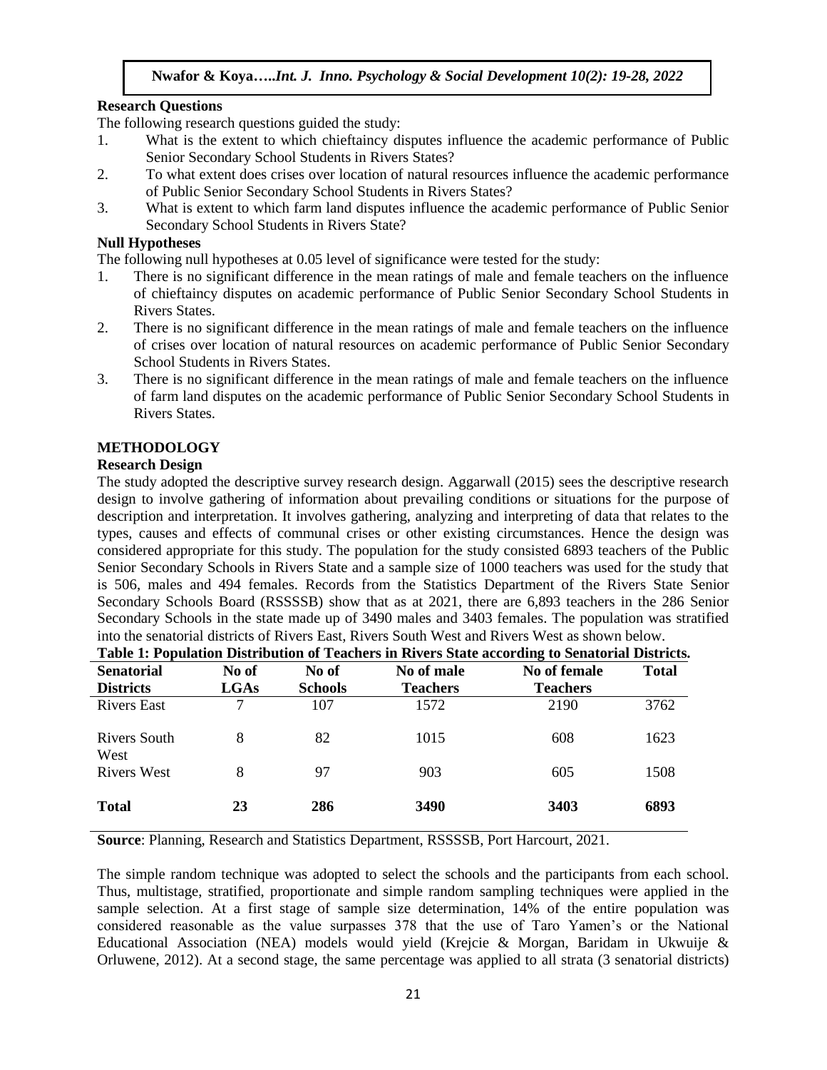### Research Questions

The following research questions guided the study:

1. What is the extent to which chieftaincy disputes influence the academic performance of Public Senior Secondary School Students in Rivers States?
2. To what extent does crises over location of natural resources influence the academic performance of Public Senior Secondary School Students in Rivers States?
3. What is extent to which farm land disputes influence the academic performance of Public Senior Secondary School Students in Rivers State?

### Null Hypotheses

The following null hypotheses at 0.05 level of significance were tested for the study:

1. There is no significant difference in the mean ratings of male and female teachers on the influence of chieftaincy disputes on academic performance of Public Senior Secondary School Students in Rivers States.
2. There is no significant difference in the mean ratings of male and female teachers on the influence of crises over location of natural resources on academic performance of Public Senior Secondary School Students in Rivers States.
3. There is no significant difference in the mean ratings of male and female teachers on the influence of farm land disputes on the academic performance of Public Senior Secondary School Students in Rivers States.

## METHODOLOGY

### Research Design

The study adopted the descriptive survey research design. Aggarwall (2015) sees the descriptive research design to involve gathering of information about prevailing conditions or situations for the purpose of description and interpretation. It involves gathering, analyzing and interpreting of data that relates to the types, causes and effects of communal crises or other existing circumstances. Hence the design was considered appropriate for this study. The population for the study consisted 6893 teachers of the Public Senior Secondary Schools in Rivers State and a sample size of 1000 teachers was used for the study that is 506, males and 494 females. Records from the Statistics Department of the Rivers State Senior Secondary Schools Board (RSSSSB) show that as at 2021, there are 6,893 teachers in the 286 Senior Secondary Schools in the state made up of 3490 males and 3403 females. The population was stratified into the senatorial districts of Rivers East, Rivers South West and Rivers West as shown below.

**Table 1: Population Distribution of Teachers in Rivers State according to Senatorial Districts.**

| Senatorial Districts | No of LGAs | No of Schools | No of male Teachers | No of female Teachers | Total |
|---|---|---|---|---|---|
| Rivers East | 7 | 107 | 1572 | 2190 | 3762 |
| Rivers South West | 8 | 82 | 1015 | 608 | 1623 |
| Rivers West | 8 | 97 | 903 | 605 | 1508 |
| **Total** | **23** | **286** | **3490** | **3403** | **6893** |

**Source**: Planning, Research and Statistics Department, RSSSSB, Port Harcourt, 2021.

The simple random technique was adopted to select the schools and the participants from each school. Thus, multistage, stratified, proportionate and simple random sampling techniques were applied in the sample selection. At a first stage of sample size determination, 14% of the entire population was considered reasonable as the value surpasses 378 that the use of Taro Yamen's or the National Educational Association (NEA) models would yield (Krejcie & Morgan, Baridam in Ukwuije & Orluwene, 2012). At a second stage, the same percentage was applied to all strata (3 senatorial districts)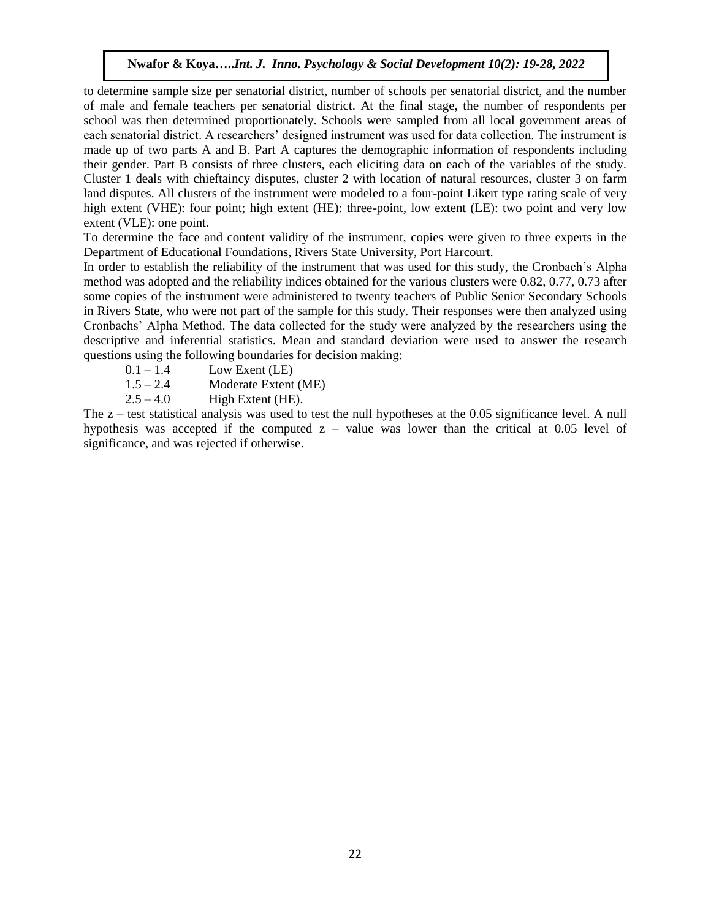to determine sample size per senatorial district, number of schools per senatorial district, and the number of male and female teachers per senatorial district. At the final stage, the number of respondents per school was then determined proportionately. Schools were sampled from all local government areas of each senatorial district. A researchers' designed instrument was used for data collection. The instrument is made up of two parts A and B. Part A captures the demographic information of respondents including their gender. Part B consists of three clusters, each eliciting data on each of the variables of the study. Cluster 1 deals with chieftaincy disputes, cluster 2 with location of natural resources, cluster 3 on farm land disputes. All clusters of the instrument were modeled to a four-point Likert type rating scale of very high extent (VHE): four point; high extent (HE): three-point, low extent (LE): two point and very low extent (VLE): one point.

To determine the face and content validity of the instrument, copies were given to three experts in the Department of Educational Foundations, Rivers State University, Port Harcourt.

In order to establish the reliability of the instrument that was used for this study, the Cronbach's Alpha method was adopted and the reliability indices obtained for the various clusters were 0.82, 0.77, 0.73 after some copies of the instrument were administered to twenty teachers of Public Senior Secondary Schools in Rivers State, who were not part of the sample for this study. Their responses were then analyzed using Cronbachs' Alpha Method. The data collected for the study were analyzed by the researchers using the descriptive and inferential statistics. Mean and standard deviation were used to answer the research questions using the following boundaries for decision making:

| | |
|---|---|
| 0.1 – 1.4 | Low Exent (LE) |
| 1.5 – 2.4 | Moderate Extent (ME) |
| 2.5 – 4.0 | High Extent (HE). |

The z – test statistical analysis was used to test the null hypotheses at the 0.05 significance level. A null hypothesis was accepted if the computed z – value was lower than the critical at 0.05 level of significance, and was rejected if otherwise.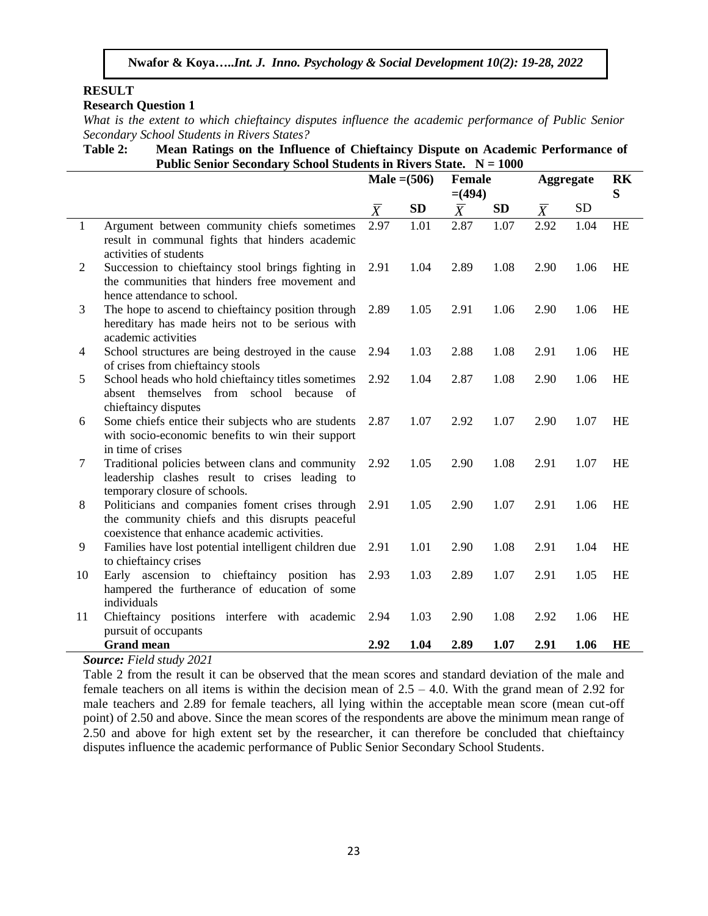## RESULT

### Research Question 1

*What is the extent to which chieftaincy disputes influence the academic performance of Public Senior Secondary School Students in Rivers States?*

**Table 2: Mean Ratings on the Influence of Chieftaincy Dispute on Academic Performance of Public Senior Secondary School Students in Rivers State. N = 1000**

| | | Male =(506) | | Female =(494) | | Aggregate | | RKS |
|---|---|---|---|---|---|---|---|---|
| | | $\overline{X}$ | SD | $\overline{X}$ | SD | $\overline{X}$ | SD | |
| 1 | Argument between community chiefs sometimes result in communal fights that hinders academic activities of students | 2.97 | 1.01 | 2.87 | 1.07 | 2.92 | 1.04 | HE |
| 2 | Succession to chieftaincy stool brings fighting in the communities that hinders free movement and hence attendance to school. | 2.91 | 1.04 | 2.89 | 1.08 | 2.90 | 1.06 | HE |
| 3 | The hope to ascend to chieftaincy position through hereditary has made heirs not to be serious with academic activities | 2.89 | 1.05 | 2.91 | 1.06 | 2.90 | 1.06 | HE |
| 4 | School structures are being destroyed in the cause of crises from chieftaincy stools | 2.94 | 1.03 | 2.88 | 1.08 | 2.91 | 1.06 | HE |
| 5 | School heads who hold chieftaincy titles sometimes absent themselves from school because of chieftaincy disputes | 2.92 | 1.04 | 2.87 | 1.08 | 2.90 | 1.06 | HE |
| 6 | Some chiefs entice their subjects who are students with socio-economic benefits to win their support in time of crises | 2.87 | 1.07 | 2.92 | 1.07 | 2.90 | 1.07 | HE |
| 7 | Traditional policies between clans and community leadership clashes result to crises leading to temporary closure of schools. | 2.92 | 1.05 | 2.90 | 1.08 | 2.91 | 1.07 | HE |
| 8 | Politicians and companies foment crises through the community chiefs and this disrupts peaceful coexistence that enhance academic activities. | 2.91 | 1.05 | 2.90 | 1.07 | 2.91 | 1.06 | HE |
| 9 | Families have lost potential intelligent children due to chieftaincy crises | 2.91 | 1.01 | 2.90 | 1.08 | 2.91 | 1.04 | HE |
| 10 | Early ascension to chieftaincy position has hampered the furtherance of education of some individuals | 2.93 | 1.03 | 2.89 | 1.07 | 2.91 | 1.05 | HE |
| 11 | Chieftaincy positions interfere with academic pursuit of occupants | 2.94 | 1.03 | 2.90 | 1.08 | 2.92 | 1.06 | HE |
| | **Grand mean** | **2.92** | **1.04** | **2.89** | **1.07** | **2.91** | **1.06** | **HE** |

***Source:*** *Field study 2021*

Table 2 from the result it can be observed that the mean scores and standard deviation of the male and female teachers on all items is within the decision mean of 2.5 – 4.0. With the grand mean of 2.92 for male teachers and 2.89 for female teachers, all lying within the acceptable mean score (mean cut-off point) of 2.50 and above. Since the mean scores of the respondents are above the minimum mean range of 2.50 and above for high extent set by the researcher, it can therefore be concluded that chieftaincy disputes influence the academic performance of Public Senior Secondary School Students.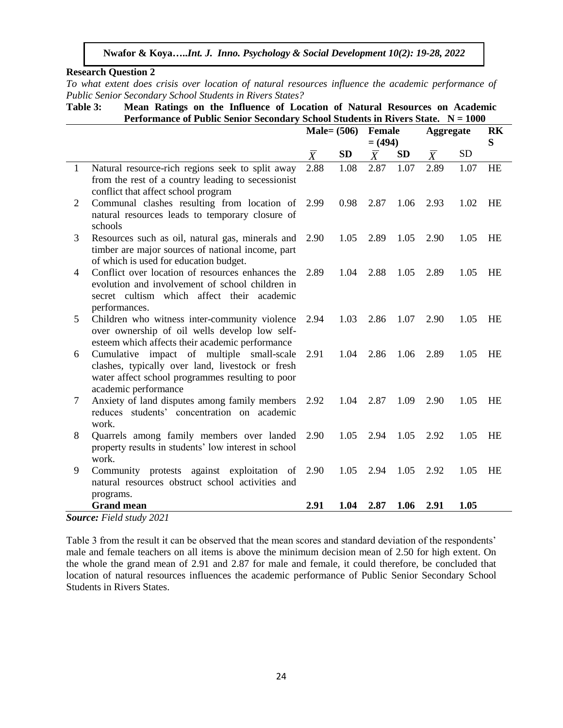**Research Question 2**

*To what extent does crisis over location of natural resources influence the academic performance of Public Senior Secondary School Students in Rivers States?*

**Table 3: Mean Ratings on the Influence of Location of Natural Resources on Academic Performance of Public Senior Secondary School Students in Rivers State. N = 1000**

| | | Male= (506) | | Female = (494) | | Aggregate | | RKS |
|---|---|---|---|---|---|---|---|---|
| | | $\overline{X}$ | SD | $\overline{X}$ | SD | $\overline{X}$ | SD | |
| 1 | Natural resource-rich regions seek to split away from the rest of a country leading to secessionist conflict that affect school program | 2.88 | 1.08 | 2.87 | 1.07 | 2.89 | 1.07 | HE |
| 2 | Communal clashes resulting from location of natural resources leads to temporary closure of schools | 2.99 | 0.98 | 2.87 | 1.06 | 2.93 | 1.02 | HE |
| 3 | Resources such as oil, natural gas, minerals and timber are major sources of national income, part of which is used for education budget. | 2.90 | 1.05 | 2.89 | 1.05 | 2.90 | 1.05 | HE |
| 4 | Conflict over location of resources enhances the evolution and involvement of school children in secret cultism which affect their academic performances. | 2.89 | 1.04 | 2.88 | 1.05 | 2.89 | 1.05 | HE |
| 5 | Children who witness inter-community violence over ownership of oil wells develop low self-esteem which affects their academic performance | 2.94 | 1.03 | 2.86 | 1.07 | 2.90 | 1.05 | HE |
| 6 | Cumulative impact of multiple small-scale clashes, typically over land, livestock or fresh water affect school programmes resulting to poor academic performance | 2.91 | 1.04 | 2.86 | 1.06 | 2.89 | 1.05 | HE |
| 7 | Anxiety of land disputes among family members reduces students' concentration on academic work. | 2.92 | 1.04 | 2.87 | 1.09 | 2.90 | 1.05 | HE |
| 8 | Quarrels among family members over landed property results in students' low interest in school work. | 2.90 | 1.05 | 2.94 | 1.05 | 2.92 | 1.05 | HE |
| 9 | Community protests against exploitation of natural resources obstruct school activities and programs. | 2.90 | 1.05 | 2.94 | 1.05 | 2.92 | 1.05 | HE |
| | **Grand mean** | **2.91** | **1.04** | **2.87** | **1.06** | **2.91** | **1.05** | |

***Source:*** *Field study 2021*

Table 3 from the result it can be observed that the mean scores and standard deviation of the respondents' male and female teachers on all items is above the minimum decision mean of 2.50 for high extent. On the whole the grand mean of 2.91 and 2.87 for male and female, it could therefore, be concluded that location of natural resources influences the academic performance of Public Senior Secondary School Students in Rivers States.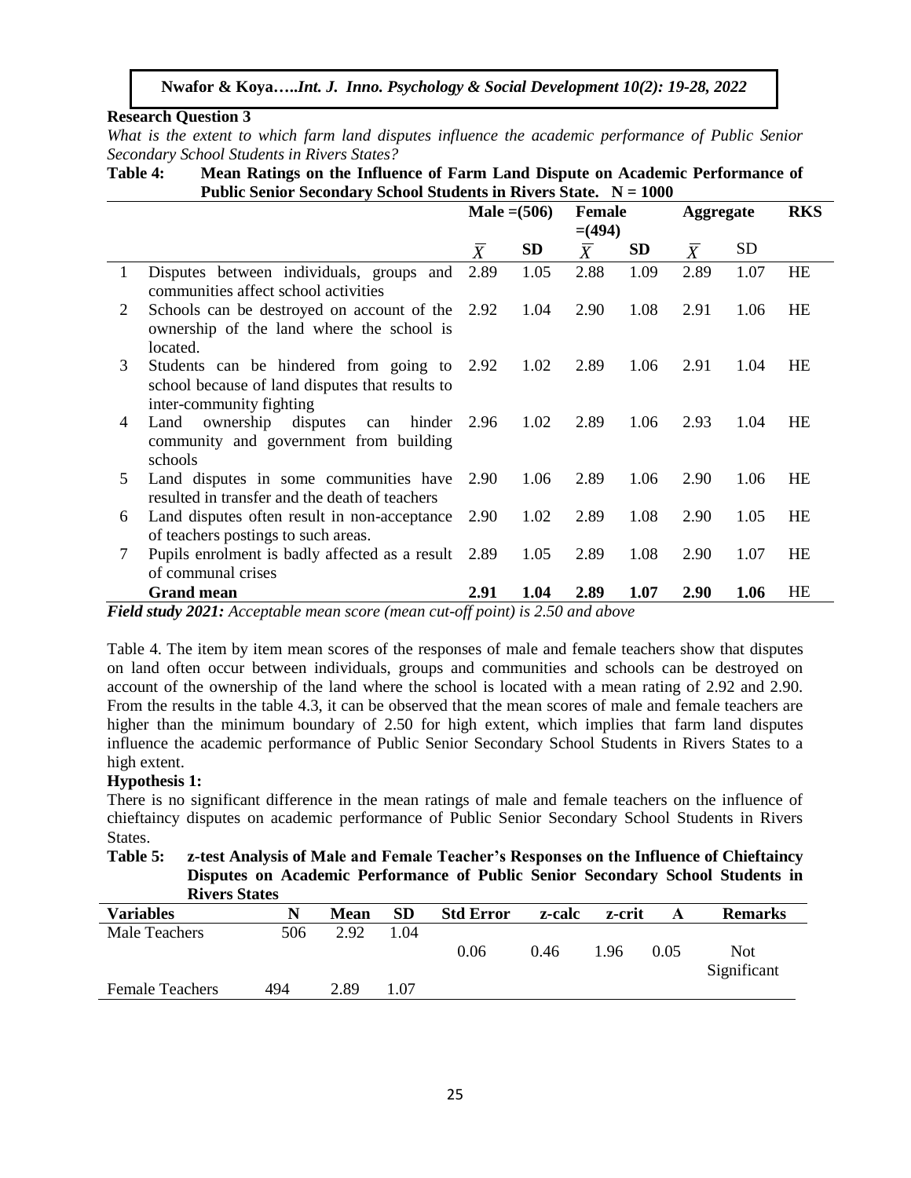**Research Question 3**

*What is the extent to which farm land disputes influence the academic performance of Public Senior Secondary School Students in Rivers States?*

**Table 4: Mean Ratings on the Influence of Farm Land Dispute on Academic Performance of Public Senior Secondary School Students in Rivers State. N = 1000**

| | | Male =(506) | | Female =(494) | | Aggregate | | RKS |
|---|---|---|---|---|---|---|---|---|
| | | $\overline{X}$ | SD | $\overline{X}$ | SD | $\overline{X}$ | SD | |
| 1 | Disputes between individuals, groups and communities affect school activities | 2.89 | 1.05 | 2.88 | 1.09 | 2.89 | 1.07 | HE |
| 2 | Schools can be destroyed on account of the ownership of the land where the school is located. | 2.92 | 1.04 | 2.90 | 1.08 | 2.91 | 1.06 | HE |
| 3 | Students can be hindered from going to school because of land disputes that results to inter-community fighting | 2.92 | 1.02 | 2.89 | 1.06 | 2.91 | 1.04 | HE |
| 4 | Land ownership disputes can hinder community and government from building schools | 2.96 | 1.02 | 2.89 | 1.06 | 2.93 | 1.04 | HE |
| 5 | Land disputes in some communities have resulted in transfer and the death of teachers | 2.90 | 1.06 | 2.89 | 1.06 | 2.90 | 1.06 | HE |
| 6 | Land disputes often result in non-acceptance of teachers postings to such areas. | 2.90 | 1.02 | 2.89 | 1.08 | 2.90 | 1.05 | HE |
| 7 | Pupils enrolment is badly affected as a result of communal crises | 2.89 | 1.05 | 2.89 | 1.08 | 2.90 | 1.07 | HE |
| | **Grand mean** | **2.91** | **1.04** | **2.89** | **1.07** | **2.90** | **1.06** | HE |

***Field study 2021:*** *Acceptable mean score (mean cut-off point) is 2.50 and above*

Table 4. The item by item mean scores of the responses of male and female teachers show that disputes on land often occur between individuals, groups and communities and schools can be destroyed on account of the ownership of the land where the school is located with a mean rating of 2.92 and 2.90. From the results in the table 4.3, it can be observed that the mean scores of male and female teachers are higher than the minimum boundary of 2.50 for high extent, which implies that farm land disputes influence the academic performance of Public Senior Secondary School Students in Rivers States to a high extent.

**Hypothesis 1:**

There is no significant difference in the mean ratings of male and female teachers on the influence of chieftaincy disputes on academic performance of Public Senior Secondary School Students in Rivers States.

**Table 5: z-test Analysis of Male and Female Teacher's Responses on the Influence of Chieftaincy Disputes on Academic Performance of Public Senior Secondary School Students in Rivers States**

| Variables | N | Mean | SD | Std Error | z-calc | z-crit | A | Remarks |
|---|---|---|---|---|---|---|---|---|
| Male Teachers | 506 | 2.92 | 1.04 | 0.06 | 0.46 | 1.96 | 0.05 | Not Significant |
| Female Teachers | 494 | 2.89 | 1.07 | | | | | |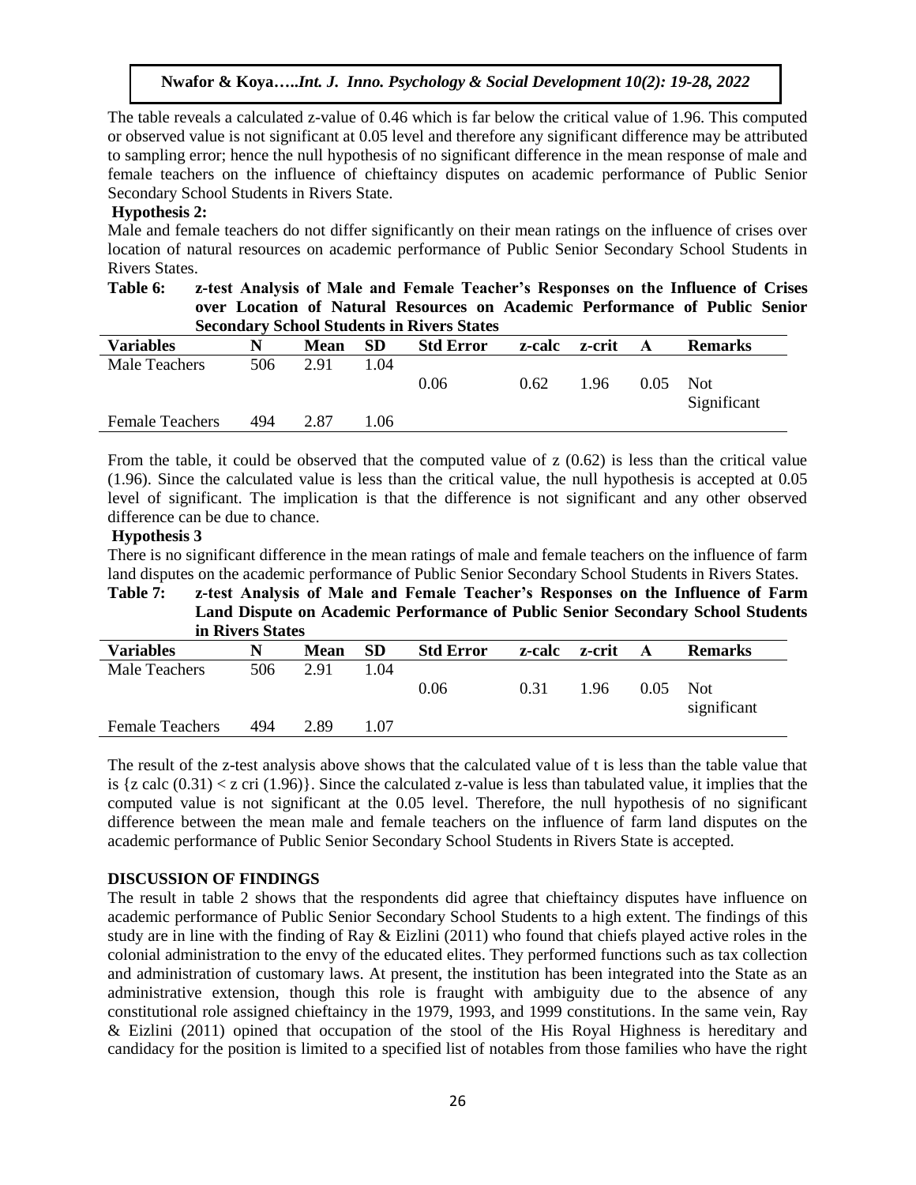The table reveals a calculated z-value of 0.46 which is far below the critical value of 1.96. This computed or observed value is not significant at 0.05 level and therefore any significant difference may be attributed to sampling error; hence the null hypothesis of no significant difference in the mean response of male and female teachers on the influence of chieftaincy disputes on academic performance of Public Senior Secondary School Students in Rivers State.

**Hypothesis 2:**

Male and female teachers do not differ significantly on their mean ratings on the influence of crises over location of natural resources on academic performance of Public Senior Secondary School Students in Rivers States.

**Table 6: z-test Analysis of Male and Female Teacher's Responses on the Influence of Crises over Location of Natural Resources on Academic Performance of Public Senior Secondary School Students in Rivers States**

| Variables | N | Mean | SD | Std Error | z-calc | z-crit | A | Remarks |
|---|---|---|---|---|---|---|---|---|
| Male Teachers | 506 | 2.91 | 1.04 | 0.06 | 0.62 | 1.96 | 0.05 | Not Significant |
| Female Teachers | 494 | 2.87 | 1.06 | | | | | |

From the table, it could be observed that the computed value of z (0.62) is less than the critical value (1.96). Since the calculated value is less than the critical value, the null hypothesis is accepted at 0.05 level of significant. The implication is that the difference is not significant and any other observed difference can be due to chance.

**Hypothesis 3**

There is no significant difference in the mean ratings of male and female teachers on the influence of farm land disputes on the academic performance of Public Senior Secondary School Students in Rivers States.

**Table 7: z-test Analysis of Male and Female Teacher's Responses on the Influence of Farm Land Dispute on Academic Performance of Public Senior Secondary School Students in Rivers States**

| Variables | N | Mean | SD | Std Error | z-calc | z-crit | A | Remarks |
|---|---|---|---|---|---|---|---|---|
| Male Teachers | 506 | 2.91 | 1.04 | 0.06 | 0.31 | 1.96 | 0.05 | Not significant |
| Female Teachers | 494 | 2.89 | 1.07 | | | | | |

The result of the z-test analysis above shows that the calculated value of t is less than the table value that is {z calc (0.31) < z cri (1.96)}. Since the calculated z-value is less than tabulated value, it implies that the computed value is not significant at the 0.05 level. Therefore, the null hypothesis of no significant difference between the mean male and female teachers on the influence of farm land disputes on the academic performance of Public Senior Secondary School Students in Rivers State is accepted.

## DISCUSSION OF FINDINGS

The result in table 2 shows that the respondents did agree that chieftaincy disputes have influence on academic performance of Public Senior Secondary School Students to a high extent. The findings of this study are in line with the finding of Ray & Eizlini (2011) who found that chiefs played active roles in the colonial administration to the envy of the educated elites. They performed functions such as tax collection and administration of customary laws. At present, the institution has been integrated into the State as an administrative extension, though this role is fraught with ambiguity due to the absence of any constitutional role assigned chieftaincy in the 1979, 1993, and 1999 constitutions. In the same vein, Ray & Eizlini (2011) opined that occupation of the stool of the His Royal Highness is hereditary and candidacy for the position is limited to a specified list of notables from those families who have the right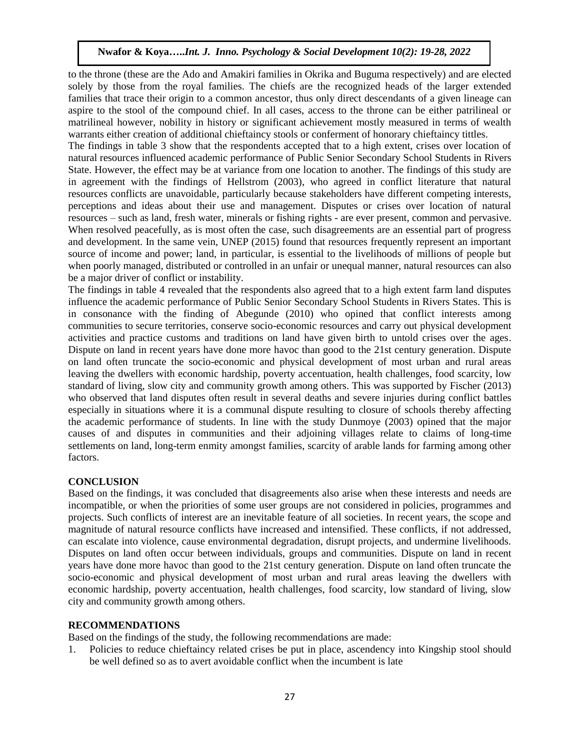to the throne (these are the Ado and Amakiri families in Okrika and Buguma respectively) and are elected solely by those from the royal families. The chiefs are the recognized heads of the larger extended families that trace their origin to a common ancestor, thus only direct descendants of a given lineage can aspire to the stool of the compound chief. In all cases, access to the throne can be either patrilineal or matrilineal however, nobility in history or significant achievement mostly measured in terms of wealth warrants either creation of additional chieftaincy stools or conferment of honorary chieftaincy tittles.

The findings in table 3 show that the respondents accepted that to a high extent, crises over location of natural resources influenced academic performance of Public Senior Secondary School Students in Rivers State. However, the effect may be at variance from one location to another. The findings of this study are in agreement with the findings of Hellstrom (2003), who agreed in conflict literature that natural resources conflicts are unavoidable, particularly because stakeholders have different competing interests, perceptions and ideas about their use and management. Disputes or crises over location of natural resources – such as land, fresh water, minerals or fishing rights - are ever present, common and pervasive. When resolved peacefully, as is most often the case, such disagreements are an essential part of progress and development. In the same vein, UNEP (2015) found that resources frequently represent an important source of income and power; land, in particular, is essential to the livelihoods of millions of people but when poorly managed, distributed or controlled in an unfair or unequal manner, natural resources can also be a major driver of conflict or instability.

The findings in table 4 revealed that the respondents also agreed that to a high extent farm land disputes influence the academic performance of Public Senior Secondary School Students in Rivers States. This is in consonance with the finding of Abegunde (2010) who opined that conflict interests among communities to secure territories, conserve socio-economic resources and carry out physical development activities and practice customs and traditions on land have given birth to untold crises over the ages. Dispute on land in recent years have done more havoc than good to the 21st century generation. Dispute on land often truncate the socio-economic and physical development of most urban and rural areas leaving the dwellers with economic hardship, poverty accentuation, health challenges, food scarcity, low standard of living, slow city and community growth among others. This was supported by Fischer (2013) who observed that land disputes often result in several deaths and severe injuries during conflict battles especially in situations where it is a communal dispute resulting to closure of schools thereby affecting the academic performance of students. In line with the study Dunmoye (2003) opined that the major causes of and disputes in communities and their adjoining villages relate to claims of long-time settlements on land, long-term enmity amongst families, scarcity of arable lands for farming among other factors.

## CONCLUSION

Based on the findings, it was concluded that disagreements also arise when these interests and needs are incompatible, or when the priorities of some user groups are not considered in policies, programmes and projects. Such conflicts of interest are an inevitable feature of all societies. In recent years, the scope and magnitude of natural resource conflicts have increased and intensified. These conflicts, if not addressed, can escalate into violence, cause environmental degradation, disrupt projects, and undermine livelihoods. Disputes on land often occur between individuals, groups and communities. Dispute on land in recent years have done more havoc than good to the 21st century generation. Dispute on land often truncate the socio-economic and physical development of most urban and rural areas leaving the dwellers with economic hardship, poverty accentuation, health challenges, food scarcity, low standard of living, slow city and community growth among others.

## RECOMMENDATIONS

Based on the findings of the study, the following recommendations are made:

1. Policies to reduce chieftaincy related crises be put in place, ascendency into Kingship stool should be well defined so as to avert avoidable conflict when the incumbent is late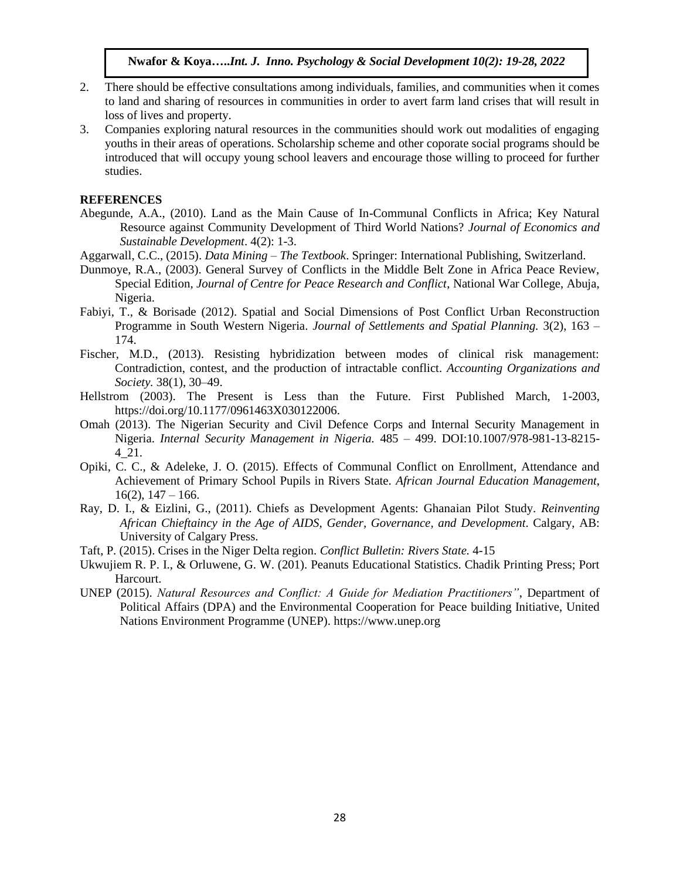2. There should be effective consultations among individuals, families, and communities when it comes to land and sharing of resources in communities in order to avert farm land crises that will result in loss of lives and property.
3. Companies exploring natural resources in the communities should work out modalities of engaging youths in their areas of operations. Scholarship scheme and other coporate social programs should be introduced that will occupy young school leavers and encourage those willing to proceed for further studies.

## REFERENCES

Abegunde, A.A., (2010). Land as the Main Cause of In-Communal Conflicts in Africa; Key Natural Resource against Community Development of Third World Nations? *Journal of Economics and Sustainable Development*. 4(2): 1-3.

Aggarwall, C.C., (2015). *Data Mining – The Textbook*. Springer: International Publishing, Switzerland.

Dunmoye, R.A., (2003). General Survey of Conflicts in the Middle Belt Zone in Africa Peace Review, Special Edition, *Journal of Centre for Peace Research and Conflict*, National War College, Abuja, Nigeria.

Fabiyi, T., & Borisade (2012). Spatial and Social Dimensions of Post Conflict Urban Reconstruction Programme in South Western Nigeria. *Journal of Settlements and Spatial Planning.* 3(2), 163 – 174.

Fischer, M.D., (2013). Resisting hybridization between modes of clinical risk management: Contradiction, contest, and the production of intractable conflict. *Accounting Organizations and Society.* 38(1), 30–49.

Hellstrom (2003). The Present is Less than the Future. First Published March, 1-2003, https://doi.org/10.1177/0961463X030122006.

Omah (2013). The Nigerian Security and Civil Defence Corps and Internal Security Management in Nigeria. *Internal Security Management in Nigeria.* 485 – 499. DOI:10.1007/978-981-13-8215-4_21.

Opiki, C. C., & Adeleke, J. O. (2015). Effects of Communal Conflict on Enrollment, Attendance and Achievement of Primary School Pupils in Rivers State. *African Journal Education Management*, 16(2), 147 – 166.

Ray, D. I., & Eizlini, G., (2011). Chiefs as Development Agents: Ghanaian Pilot Study. *Reinventing African Chieftaincy in the Age of AIDS, Gender, Governance, and Development*. Calgary, AB: University of Calgary Press.

Taft, P. (2015). Crises in the Niger Delta region. *Conflict Bulletin: Rivers State.* 4-15

Ukwujiem R. P. I., & Orluwene, G. W. (201). Peanuts Educational Statistics. Chadik Printing Press; Port Harcourt.

UNEP (2015). *Natural Resources and Conflict: A Guide for Mediation Practitioners"*, Department of Political Affairs (DPA) and the Environmental Cooperation for Peace building Initiative, United Nations Environment Programme (UNEP). https://www.unep.org